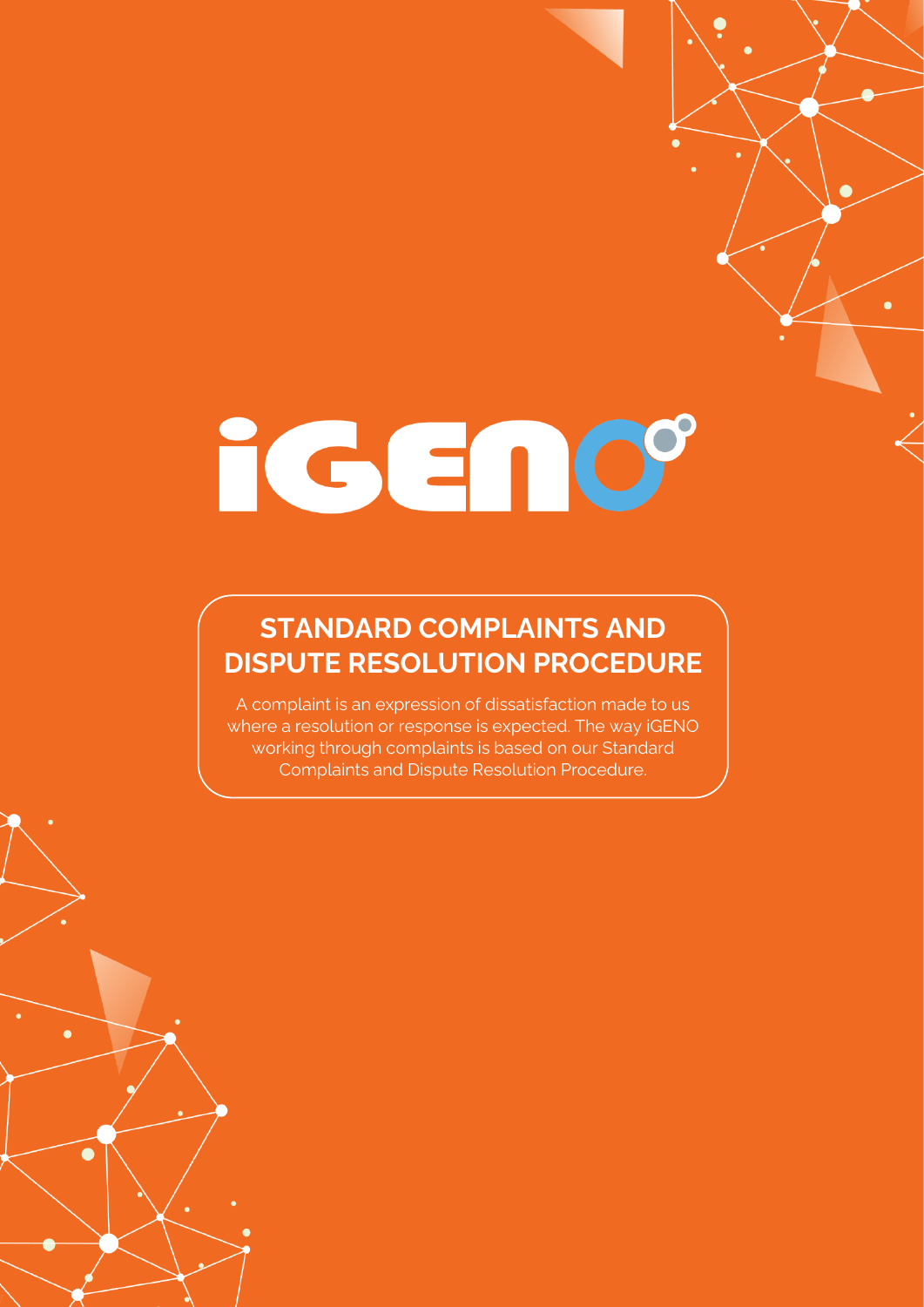# iGENO

## STANDARD COMPLAINTS AND DISPUTE RESOLUTION PROCEDURE

A complaint is an expression of dissatisfaction made to us where a resolution or response is expected. The way iGENO working through complaints is based on our Standard Complaints and Dispute Resolution Procedure.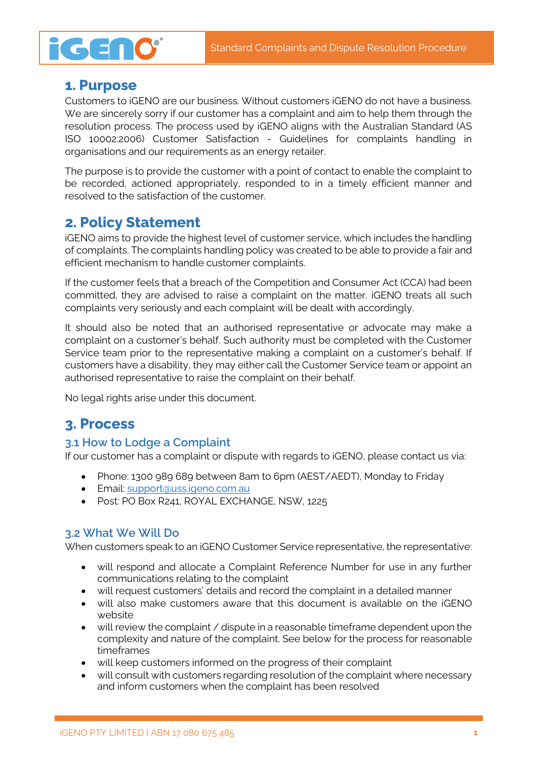## 1. Purpose

Customers to iGENO are our business. Without customers iGENO do not have a business. We are sincerely sorry if our customer has a complaint and aim to help them through the resolution process. The process used by iGENO aligns with the Australian Standard (AS ISO 10002:2006) Customer Satisfaction - Guidelines for complaints handling in organisations and our requirements as an energy retailer.

The purpose is to provide the customer with a point of contact to enable the complaint to be recorded, actioned appropriately, responded to in a timely efficient manner and resolved to the satisfaction of the customer.

## 2. Policy Statement

iGENO aims to provide the highest level of customer service, which includes the handling of complaints. The complaints handling policy was created to be able to provide a fair and efficient mechanism to handle customer complaints.

If the customer feels that a breach of the Competition and Consumer Act (CCA) had been committed, they are advised to raise a complaint on the matter. iGENO treats all such complaints very seriously and each complaint will be dealt with accordingly.

It should also be noted that an authorised representative or advocate may make a complaint on a customer's behalf. Such authority must be completed with the Customer Service team prior to the representative making a complaint on a customer's behalf. If customers have a disability, they may either call the Customer Service team or appoint an authorised representative to raise the complaint on their behalf.

No legal rights arise under this document.

## 3. Process

### 3.1 How to Lodge a Complaint

If our customer has a complaint or dispute with regards to iGENO, please contact us via:

- Phone: 1300 989 689 between 8am to 6pm (AEST/AEDT), Monday to Friday
- Email: support@uss.igeno.com.au
- Post: PO Box R241, ROYAL EXCHANGE, NSW, 1225

### 3.2 What We Will Do

When customers speak to an iGENO Customer Service representative, the representative:

- will respond and allocate a Complaint Reference Number for use in any further communications relating to the complaint
- will request customers' details and record the complaint in a detailed manner
- will also make customers aware that this document is available on the iGENO website
- will review the complaint / dispute in a reasonable timeframe dependent upon the complexity and nature of the complaint. See below for the process for reasonable timeframes
- will keep customers informed on the progress of their complaint
- will consult with customers regarding resolution of the complaint where necessary and inform customers when the complaint has been resolved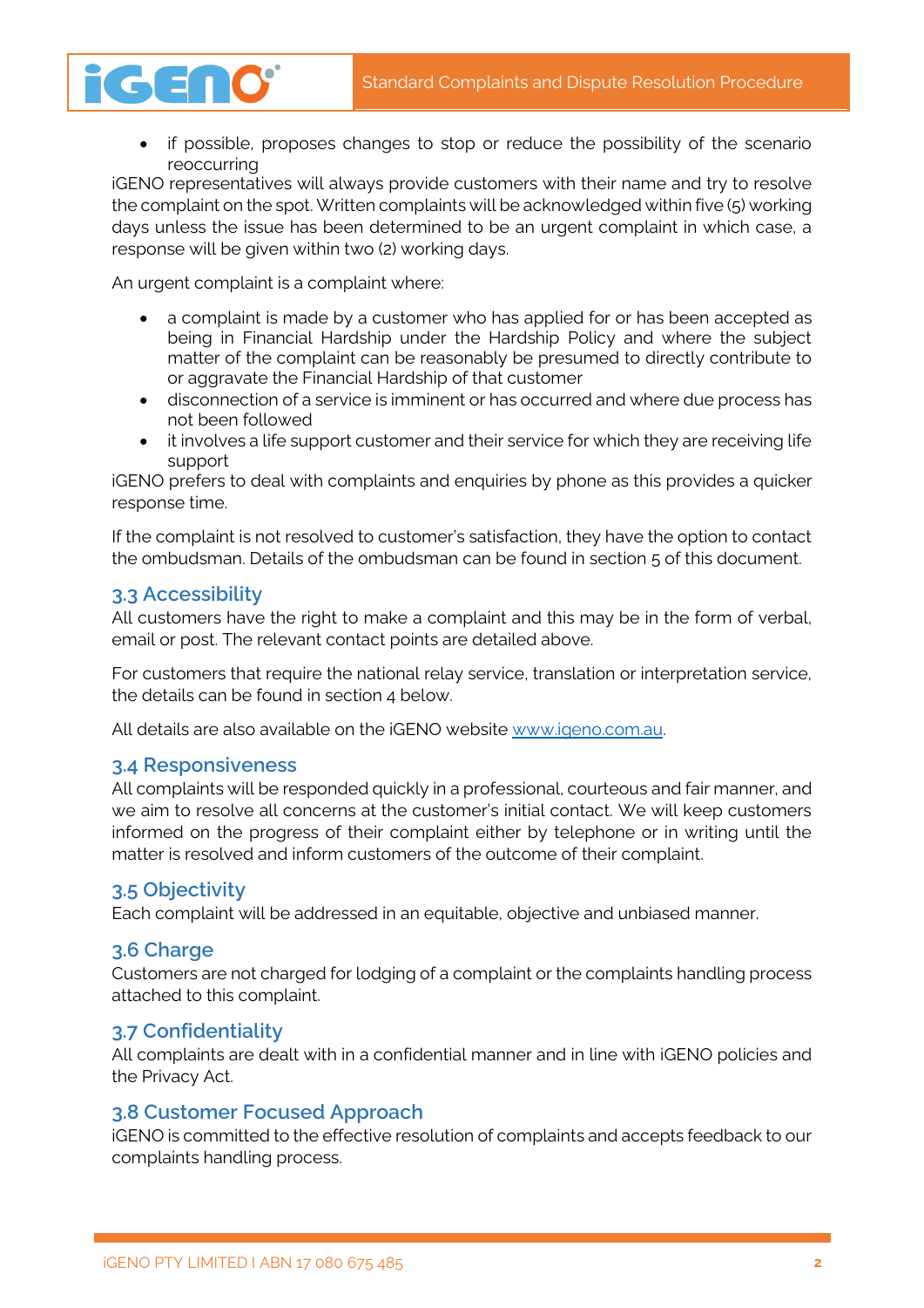- if possible, proposes changes to stop or reduce the possibility of the scenario reoccurring

iGENO representatives will always provide customers with their name and try to resolve the complaint on the spot. Written complaints will be acknowledged within five (5) working days unless the issue has been determined to be an urgent complaint in which case, a response will be given within two (2) working days.

An urgent complaint is a complaint where:

- a complaint is made by a customer who has applied for or has been accepted as being in Financial Hardship under the Hardship Policy and where the subject matter of the complaint can be reasonably be presumed to directly contribute to or aggravate the Financial Hardship of that customer
- disconnection of a service is imminent or has occurred and where due process has not been followed
- it involves a life support customer and their service for which they are receiving life support

iGENO prefers to deal with complaints and enquiries by phone as this provides a quicker response time.

If the complaint is not resolved to customer's satisfaction, they have the option to contact the ombudsman. Details of the ombudsman can be found in section 5 of this document.

## 3.3 Accessibility

All customers have the right to make a complaint and this may be in the form of verbal, email or post. The relevant contact points are detailed above.

For customers that require the national relay service, translation or interpretation service, the details can be found in section 4 below.

All details are also available on the iGENO website www.igeno.com.au.

## 3.4 Responsiveness

All complaints will be responded quickly in a professional, courteous and fair manner, and we aim to resolve all concerns at the customer's initial contact. We will keep customers informed on the progress of their complaint either by telephone or in writing until the matter is resolved and inform customers of the outcome of their complaint.

## 3.5 Objectivity

Each complaint will be addressed in an equitable, objective and unbiased manner.

## 3.6 Charge

Customers are not charged for lodging of a complaint or the complaints handling process attached to this complaint.

## 3.7 Confidentiality

All complaints are dealt with in a confidential manner and in line with iGENO policies and the Privacy Act.

## 3.8 Customer Focused Approach

iGENO is committed to the effective resolution of complaints and accepts feedback to our complaints handling process.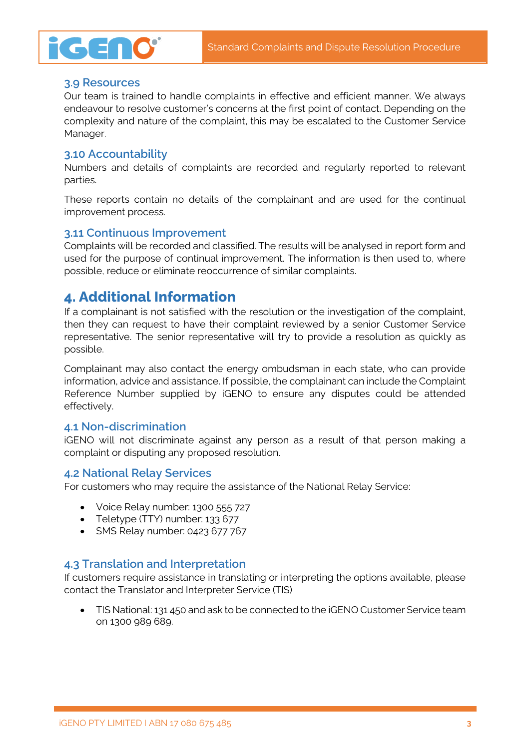### 3.9 Resources

Our team is trained to handle complaints in effective and efficient manner. We always endeavour to resolve customer's concerns at the first point of contact. Depending on the complexity and nature of the complaint, this may be escalated to the Customer Service Manager.

### 3.10 Accountability

Numbers and details of complaints are recorded and regularly reported to relevant parties.

These reports contain no details of the complainant and are used for the continual improvement process.

### 3.11 Continuous Improvement

Complaints will be recorded and classified. The results will be analysed in report form and used for the purpose of continual improvement. The information is then used to, where possible, reduce or eliminate reoccurrence of similar complaints.

## 4. Additional Information

If a complainant is not satisfied with the resolution or the investigation of the complaint, then they can request to have their complaint reviewed by a senior Customer Service representative. The senior representative will try to provide a resolution as quickly as possible.

Complainant may also contact the energy ombudsman in each state, who can provide information, advice and assistance. If possible, the complainant can include the Complaint Reference Number supplied by iGENO to ensure any disputes could be attended effectively.

### 4.1 Non-discrimination

iGENO will not discriminate against any person as a result of that person making a complaint or disputing any proposed resolution.

### 4.2 National Relay Services

For customers who may require the assistance of the National Relay Service:

- Voice Relay number: 1300 555 727
- Teletype (TTY) number: 133 677
- SMS Relay number: 0423 677 767

### 4.3 Translation and Interpretation

If customers require assistance in translating or interpreting the options available, please contact the Translator and Interpreter Service (TIS)

- TIS National: 131 450 and ask to be connected to the iGENO Customer Service team on 1300 989 689.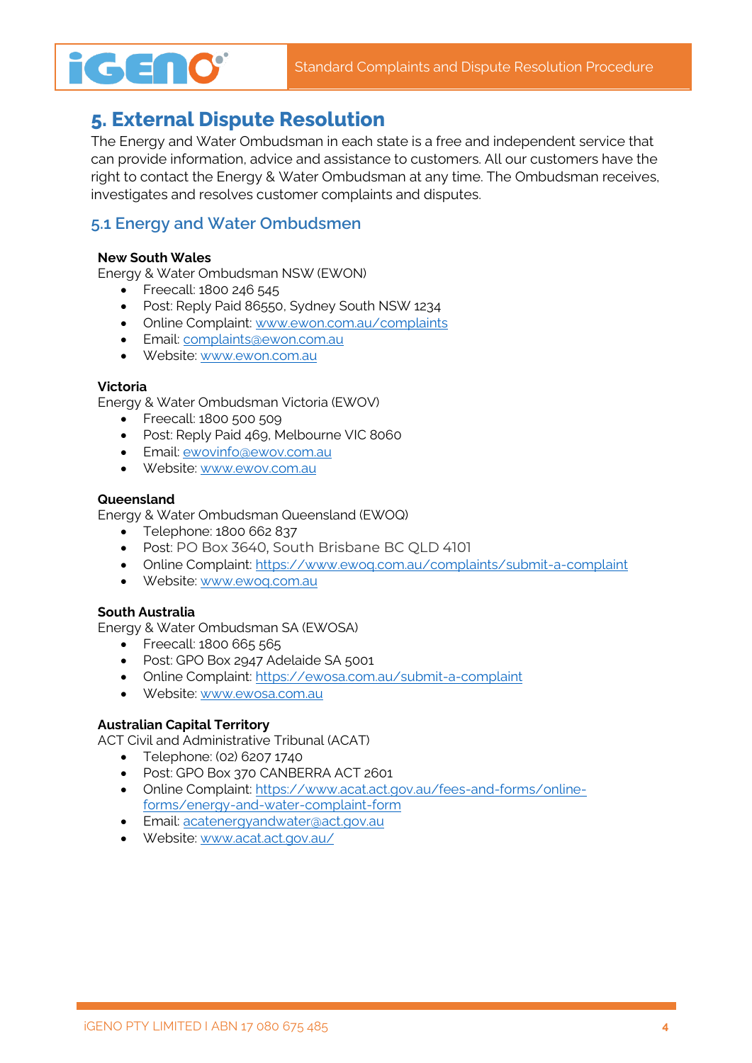## 5. External Dispute Resolution

The Energy and Water Ombudsman in each state is a free and independent service that can provide information, advice and assistance to customers. All our customers have the right to contact the Energy & Water Ombudsman at any time. The Ombudsman receives, investigates and resolves customer complaints and disputes.

### 5.1 Energy and Water Ombudsmen

**New South Wales**
Energy & Water Ombudsman NSW (EWON)

- Freecall: 1800 246 545
- Post: Reply Paid 86550, Sydney South NSW 1234
- Online Complaint: www.ewon.com.au/complaints
- Email: complaints@ewon.com.au
- Website: www.ewon.com.au

**Victoria**
Energy & Water Ombudsman Victoria (EWOV)

- Freecall: 1800 500 509
- Post: Reply Paid 469, Melbourne VIC 8060
- Email: ewovinfo@ewov.com.au
- Website: www.ewov.com.au

**Queensland**
Energy & Water Ombudsman Queensland (EWOQ)

- Telephone: 1800 662 837
- Post: PO Box 3640, South Brisbane BC QLD 4101
- Online Complaint: https://www.ewoq.com.au/complaints/submit-a-complaint
- Website: www.ewoq.com.au

**South Australia**
Energy & Water Ombudsman SA (EWOSA)

- Freecall: 1800 665 565
- Post: GPO Box 2947 Adelaide SA 5001
- Online Complaint: https://ewosa.com.au/submit-a-complaint
- Website: www.ewosa.com.au

**Australian Capital Territory**
ACT Civil and Administrative Tribunal (ACAT)

- Telephone: (02) 6207 1740
- Post: GPO Box 370 CANBERRA ACT 2601
- Online Complaint: https://www.acat.act.gov.au/fees-and-forms/online-forms/energy-and-water-complaint-form
- Email: acatenergyandwater@act.gov.au
- Website: www.acat.act.gov.au/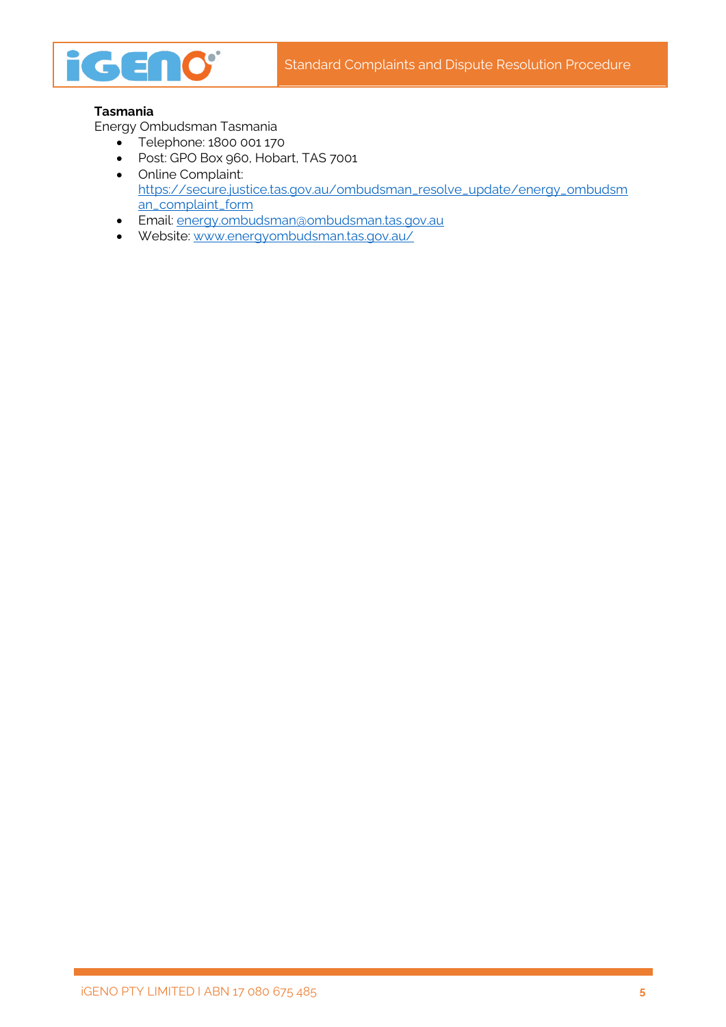**Tasmania**
Energy Ombudsman Tasmania

- Telephone: 1800 001 170
- Post: GPO Box 960, Hobart, TAS 7001
- Online Complaint: https://secure.justice.tas.gov.au/ombudsman_resolve_update/energy_ombudsman_complaint_form
- Email: energy.ombudsman@ombudsman.tas.gov.au
- Website: www.energyombudsman.tas.gov.au/